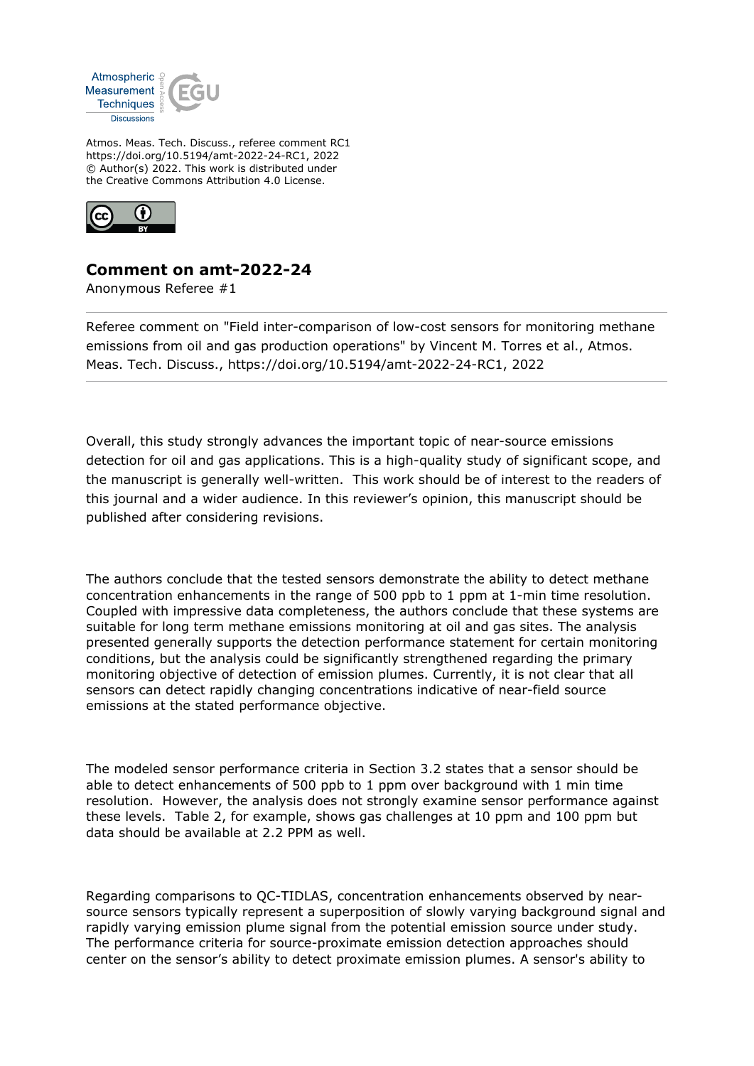Atmospheric Measurement Techniques Discussions

Atmos. Meas. Tech. Discuss., referee comment RC1
https://doi.org/10.5194/amt-2022-24-RC1, 2022
© Author(s) 2022. This work is distributed under the Creative Commons Attribution 4.0 License.

## Comment on amt-2022-24

Anonymous Referee #1

Referee comment on "Field inter-comparison of low-cost sensors for monitoring methane emissions from oil and gas production operations" by Vincent M. Torres et al., Atmos. Meas. Tech. Discuss., https://doi.org/10.5194/amt-2022-24-RC1, 2022

---

Overall, this study strongly advances the important topic of near-source emissions detection for oil and gas applications. This is a high-quality study of significant scope, and the manuscript is generally well-written. This work should be of interest to the readers of this journal and a wider audience. In this reviewer's opinion, this manuscript should be published after considering revisions.

The authors conclude that the tested sensors demonstrate the ability to detect methane concentration enhancements in the range of 500 ppb to 1 ppm at 1-min time resolution. Coupled with impressive data completeness, the authors conclude that these systems are suitable for long term methane emissions monitoring at oil and gas sites. The analysis presented generally supports the detection performance statement for certain monitoring conditions, but the analysis could be significantly strengthened regarding the primary monitoring objective of detection of emission plumes. Currently, it is not clear that all sensors can detect rapidly changing concentrations indicative of near-field source emissions at the stated performance objective.

The modeled sensor performance criteria in Section 3.2 states that a sensor should be able to detect enhancements of 500 ppb to 1 ppm over background with 1 min time resolution. However, the analysis does not strongly examine sensor performance against these levels. Table 2, for example, shows gas challenges at 10 ppm and 100 ppm but data should be available at 2.2 PPM as well.

Regarding comparisons to QC-TIDLAS, concentration enhancements observed by near-source sensors typically represent a superposition of slowly varying background signal and rapidly varying emission plume signal from the potential emission source under study. The performance criteria for source-proximate emission detection approaches should center on the sensor's ability to detect proximate emission plumes. A sensor's ability to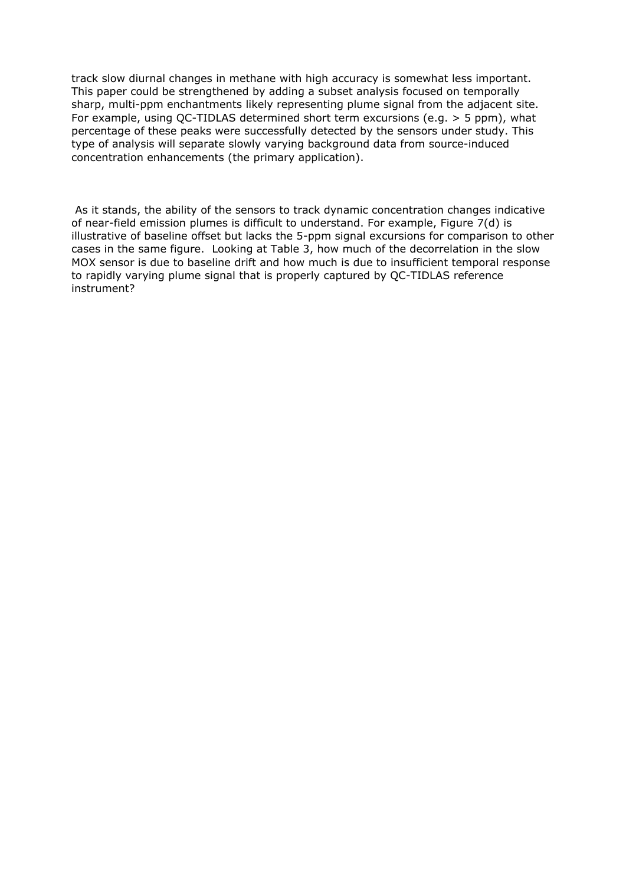track slow diurnal changes in methane with high accuracy is somewhat less important. This paper could be strengthened by adding a subset analysis focused on temporally sharp, multi-ppm enchantments likely representing plume signal from the adjacent site. For example, using QC-TIDLAS determined short term excursions (e.g. > 5 ppm), what percentage of these peaks were successfully detected by the sensors under study. This type of analysis will separate slowly varying background data from source-induced concentration enhancements (the primary application).

As it stands, the ability of the sensors to track dynamic concentration changes indicative of near-field emission plumes is difficult to understand. For example, Figure 7(d) is illustrative of baseline offset but lacks the 5-ppm signal excursions for comparison to other cases in the same figure. Looking at Table 3, how much of the decorrelation in the slow MOX sensor is due to baseline drift and how much is due to insufficient temporal response to rapidly varying plume signal that is properly captured by QC-TIDLAS reference instrument?